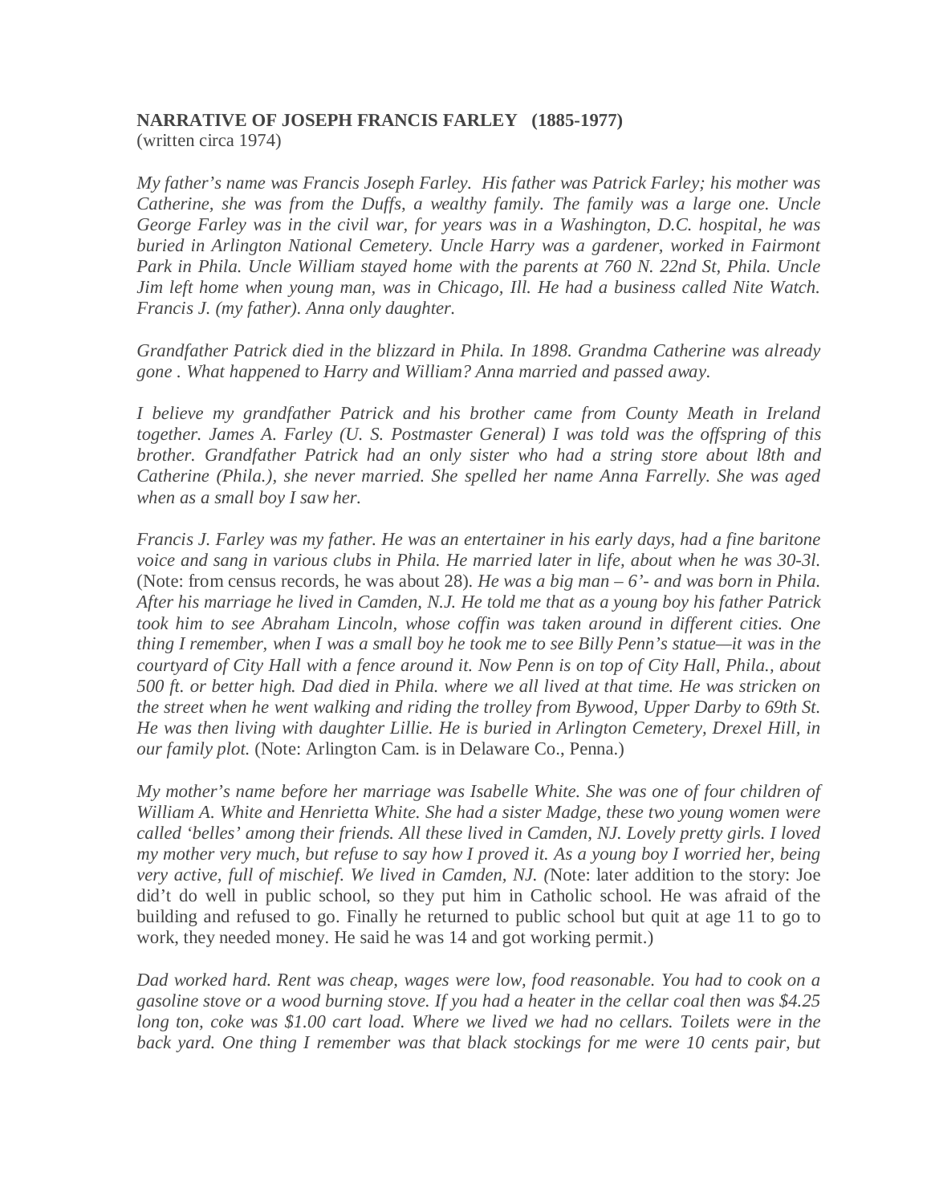**NARRATIVE OF JOSEPH FRANCIS FARLEY (1885-1977)**
(written circa 1974)

*My father's name was Francis Joseph Farley. His father was Patrick Farley; his mother was Catherine, she was from the Duffs, a wealthy family. The family was a large one. Uncle George Farley was in the civil war, for years was in a Washington, D.C. hospital, he was buried in Arlington National Cemetery. Uncle Harry was a gardener, worked in Fairmont Park in Phila. Uncle William stayed home with the parents at 760 N. 22nd St, Phila. Uncle Jim left home when young man, was in Chicago, Ill. He had a business called Nite Watch. Francis J. (my father). Anna only daughter.*

*Grandfather Patrick died in the blizzard in Phila. In 1898. Grandma Catherine was already gone . What happened to Harry and William? Anna married and passed away.*

*I believe my grandfather Patrick and his brother came from County Meath in Ireland together. James A. Farley (U. S. Postmaster General) I was told was the offspring of this brother. Grandfather Patrick had an only sister who had a string store about l8th and Catherine (Phila.), she never married. She spelled her name Anna Farrelly. She was aged when as a small boy I saw her.*

*Francis J. Farley was my father. He was an entertainer in his early days, had a fine baritone voice and sang in various clubs in Phila. He married later in life, about when he was 30-3l.* (Note: from census records, he was about 28). *He was a big man – 6'- and was born in Phila. After his marriage he lived in Camden, N.J. He told me that as a young boy his father Patrick took him to see Abraham Lincoln, whose coffin was taken around in different cities. One thing I remember, when I was a small boy he took me to see Billy Penn's statue—it was in the courtyard of City Hall with a fence around it. Now Penn is on top of City Hall, Phila., about 500 ft. or better high. Dad died in Phila. where we all lived at that time. He was stricken on the street when he went walking and riding the trolley from Bywood, Upper Darby to 69th St. He was then living with daughter Lillie. He is buried in Arlington Cemetery, Drexel Hill, in our family plot.* (Note: Arlington Cam. is in Delaware Co., Penna.)

*My mother's name before her marriage was Isabelle White. She was one of four children of William A. White and Henrietta White. She had a sister Madge, these two young women were called 'belles' among their friends. All these lived in Camden, NJ. Lovely pretty girls. I loved my mother very much, but refuse to say how I proved it. As a young boy I worried her, being very active, full of mischief. We lived in Camden, NJ. (*Note: later addition to the story: Joe did't do well in public school, so they put him in Catholic school. He was afraid of the building and refused to go. Finally he returned to public school but quit at age 11 to go to work, they needed money. He said he was 14 and got working permit.)

*Dad worked hard. Rent was cheap, wages were low, food reasonable. You had to cook on a gasoline stove or a wood burning stove. If you had a heater in the cellar coal then was $4.25 long ton, coke was $1.00 cart load. Where we lived we had no cellars. Toilets were in the back yard. One thing I remember was that black stockings for me were 10 cents pair, but*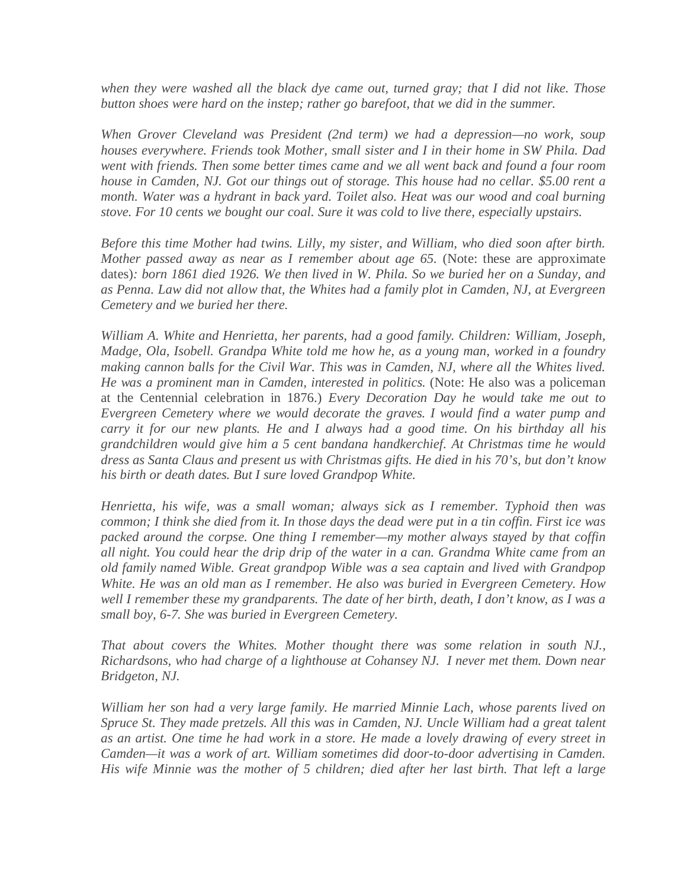*when they were washed all the black dye came out, turned gray; that I did not like. Those button shoes were hard on the instep; rather go barefoot, that we did in the summer.*

*When Grover Cleveland was President (2nd term) we had a depression—no work, soup houses everywhere. Friends took Mother, small sister and I in their home in SW Phila. Dad went with friends. Then some better times came and we all went back and found a four room house in Camden, NJ. Got our things out of storage. This house had no cellar. $5.00 rent a month. Water was a hydrant in back yard. Toilet also. Heat was our wood and coal burning stove. For 10 cents we bought our coal. Sure it was cold to live there, especially upstairs.*

*Before this time Mother had twins. Lilly, my sister, and William, who died soon after birth. Mother passed away as near as I remember about age 65.* (Note: these are approximate dates)*: born 1861 died 1926. We then lived in W. Phila. So we buried her on a Sunday, and as Penna. Law did not allow that, the Whites had a family plot in Camden, NJ, at Evergreen Cemetery and we buried her there.*

*William A. White and Henrietta, her parents, had a good family. Children: William, Joseph, Madge, Ola, Isobell. Grandpa White told me how he, as a young man, worked in a foundry making cannon balls for the Civil War. This was in Camden, NJ, where all the Whites lived. He was a prominent man in Camden, interested in politics.* (Note: He also was a policeman at the Centennial celebration in 1876.) *Every Decoration Day he would take me out to Evergreen Cemetery where we would decorate the graves. I would find a water pump and carry it for our new plants. He and I always had a good time. On his birthday all his grandchildren would give him a 5 cent bandana handkerchief. At Christmas time he would dress as Santa Claus and present us with Christmas gifts. He died in his 70's, but don't know his birth or death dates. But I sure loved Grandpop White.*

*Henrietta, his wife, was a small woman; always sick as I remember. Typhoid then was common; I think she died from it. In those days the dead were put in a tin coffin. First ice was packed around the corpse. One thing I remember—my mother always stayed by that coffin all night. You could hear the drip drip of the water in a can. Grandma White came from an old family named Wible. Great grandpop Wible was a sea captain and lived with Grandpop White. He was an old man as I remember. He also was buried in Evergreen Cemetery. How well I remember these my grandparents. The date of her birth, death, I don't know, as I was a small boy, 6-7. She was buried in Evergreen Cemetery.*

*That about covers the Whites. Mother thought there was some relation in south NJ., Richardsons, who had charge of a lighthouse at Cohansey NJ. I never met them. Down near Bridgeton, NJ.*

*William her son had a very large family. He married Minnie Lach, whose parents lived on Spruce St. They made pretzels. All this was in Camden, NJ. Uncle William had a great talent as an artist. One time he had work in a store. He made a lovely drawing of every street in Camden—it was a work of art. William sometimes did door-to-door advertising in Camden. His wife Minnie was the mother of 5 children; died after her last birth. That left a large*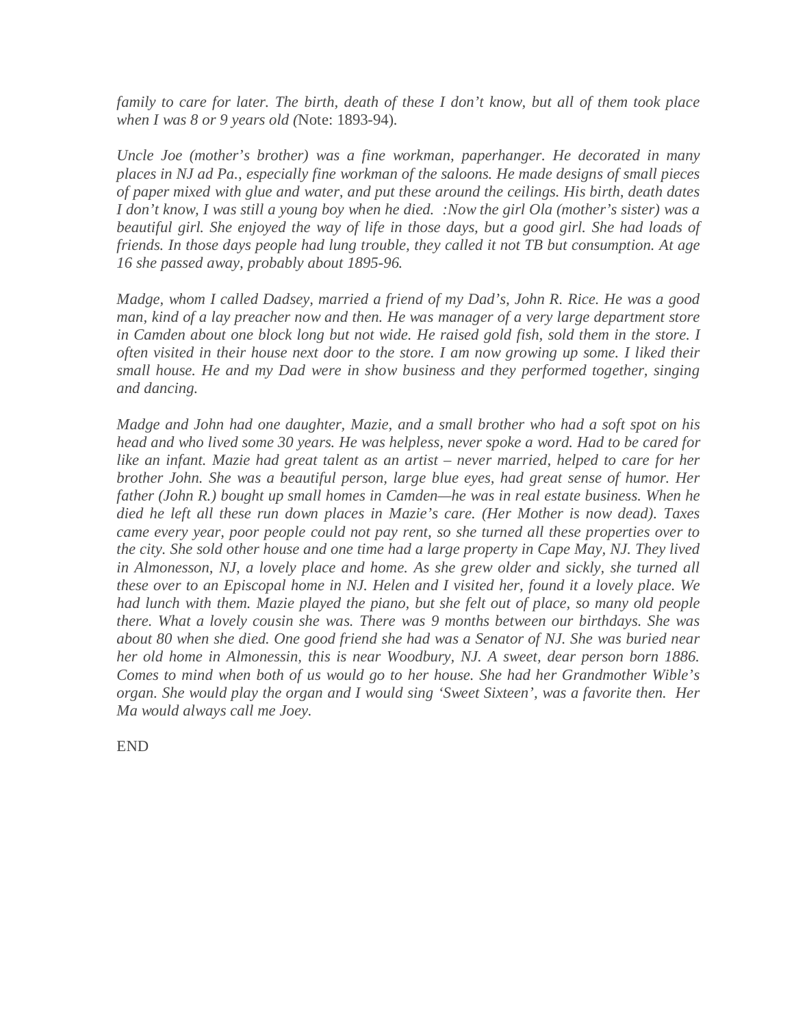*family to care for later. The birth, death of these I don't know, but all of them took place when I was 8 or 9 years old (*Note: 1893-94).

*Uncle Joe (mother's brother) was a fine workman, paperhanger. He decorated in many places in NJ ad Pa., especially fine workman of the saloons. He made designs of small pieces of paper mixed with glue and water, and put these around the ceilings. His birth, death dates I don't know, I was still a young boy when he died. :Now the girl Ola (mother's sister) was a beautiful girl. She enjoyed the way of life in those days, but a good girl. She had loads of friends. In those days people had lung trouble, they called it not TB but consumption. At age 16 she passed away, probably about 1895-96.*

*Madge, whom I called Dadsey, married a friend of my Dad's, John R. Rice. He was a good man, kind of a lay preacher now and then. He was manager of a very large department store in Camden about one block long but not wide. He raised gold fish, sold them in the store. I often visited in their house next door to the store. I am now growing up some. I liked their small house. He and my Dad were in show business and they performed together, singing and dancing.*

*Madge and John had one daughter, Mazie, and a small brother who had a soft spot on his head and who lived some 30 years. He was helpless, never spoke a word. Had to be cared for like an infant. Mazie had great talent as an artist – never married, helped to care for her brother John. She was a beautiful person, large blue eyes, had great sense of humor. Her father (John R.) bought up small homes in Camden—he was in real estate business. When he died he left all these run down places in Mazie's care. (Her Mother is now dead). Taxes came every year, poor people could not pay rent, so she turned all these properties over to the city. She sold other house and one time had a large property in Cape May, NJ. They lived in Almonesson, NJ, a lovely place and home. As she grew older and sickly, she turned all these over to an Episcopal home in NJ. Helen and I visited her, found it a lovely place. We had lunch with them. Mazie played the piano, but she felt out of place, so many old people there. What a lovely cousin she was. There was 9 months between our birthdays. She was about 80 when she died. One good friend she had was a Senator of NJ. She was buried near her old home in Almonessin, this is near Woodbury, NJ. A sweet, dear person born 1886. Comes to mind when both of us would go to her house. She had her Grandmother Wible's organ. She would play the organ and I would sing 'Sweet Sixteen', was a favorite then. Her Ma would always call me Joey.*

END